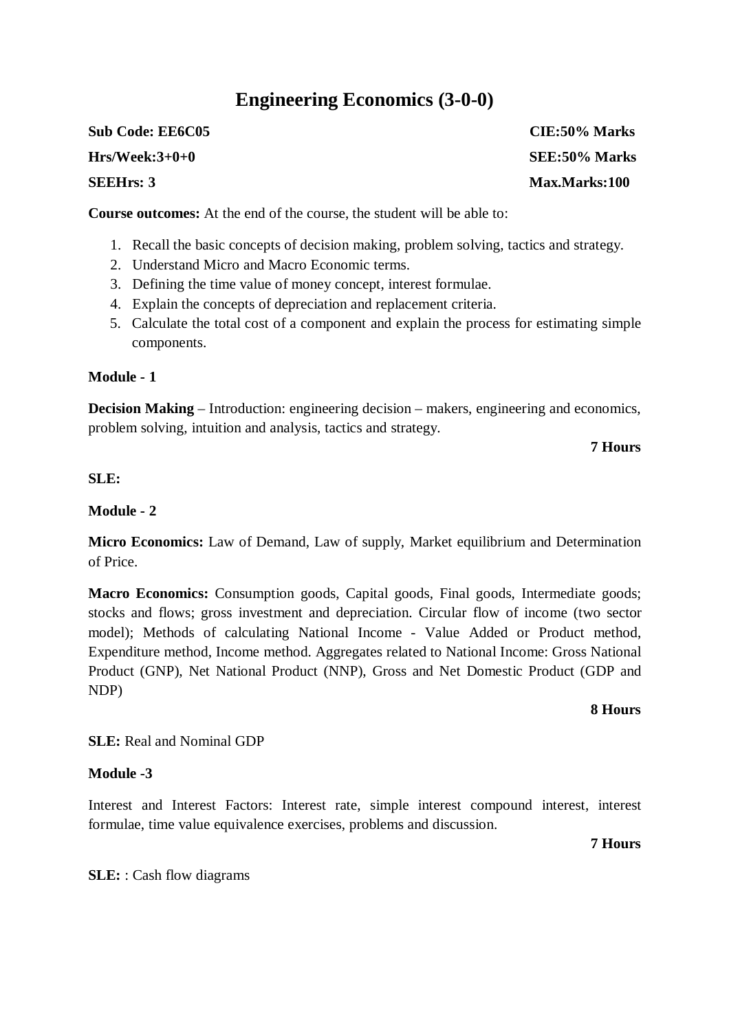# Engineering Economics (3-0-0)

**Sub Code: EE6C05** **CIE:50% Marks**

**Hrs/Week:3+0+0** **SEE:50% Marks**

**SEEHrs: 3** **Max.Marks:100**

**Course outcomes:** At the end of the course, the student will be able to:

1. Recall the basic concepts of decision making, problem solving, tactics and strategy.
2. Understand Micro and Macro Economic terms.
3. Defining the time value of money concept, interest formulae.
4. Explain the concepts of depreciation and replacement criteria.
5. Calculate the total cost of a component and explain the process for estimating simple components.

**Module - 1**

**Decision Making** – Introduction: engineering decision – makers, engineering and economics, problem solving, intuition and analysis, tactics and strategy.

**7 Hours**

**SLE:**

**Module - 2**

**Micro Economics:** Law of Demand, Law of supply, Market equilibrium and Determination of Price.

**Macro Economics:** Consumption goods, Capital goods, Final goods, Intermediate goods; stocks and flows; gross investment and depreciation. Circular flow of income (two sector model); Methods of calculating National Income - Value Added or Product method, Expenditure method, Income method. Aggregates related to National Income: Gross National Product (GNP), Net National Product (NNP), Gross and Net Domestic Product (GDP and NDP)

**8 Hours**

**SLE:** Real and Nominal GDP

**Module -3**

Interest and Interest Factors: Interest rate, simple interest compound interest, interest formulae, time value equivalence exercises, problems and discussion.

**7 Hours**

**SLE:** : Cash flow diagrams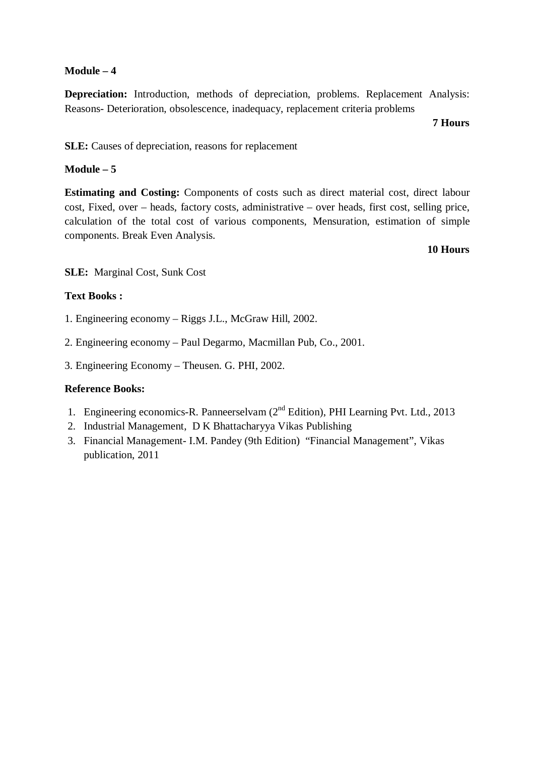**Module – 4**

**Depreciation:** Introduction, methods of depreciation, problems. Replacement Analysis: Reasons- Deterioration, obsolescence, inadequacy, replacement criteria problems

**7 Hours**

**SLE:** Causes of depreciation, reasons for replacement

**Module – 5**

**Estimating and Costing:** Components of costs such as direct material cost, direct labour cost, Fixed, over – heads, factory costs, administrative – over heads, first cost, selling price, calculation of the total cost of various components, Mensuration, estimation of simple components. Break Even Analysis.

**10 Hours**

**SLE:** Marginal Cost, Sunk Cost

**Text Books :**

1. Engineering economy – Riggs J.L., McGraw Hill, 2002.

2. Engineering economy – Paul Degarmo, Macmillan Pub, Co., 2001.

3. Engineering Economy – Theusen. G. PHI, 2002.

**Reference Books:**

1. Engineering economics-R. Panneerselvam (2nd Edition), PHI Learning Pvt. Ltd., 2013
2. Industrial Management, D K Bhattacharyya Vikas Publishing
3. Financial Management- I.M. Pandey (9th Edition) "Financial Management", Vikas publication, 2011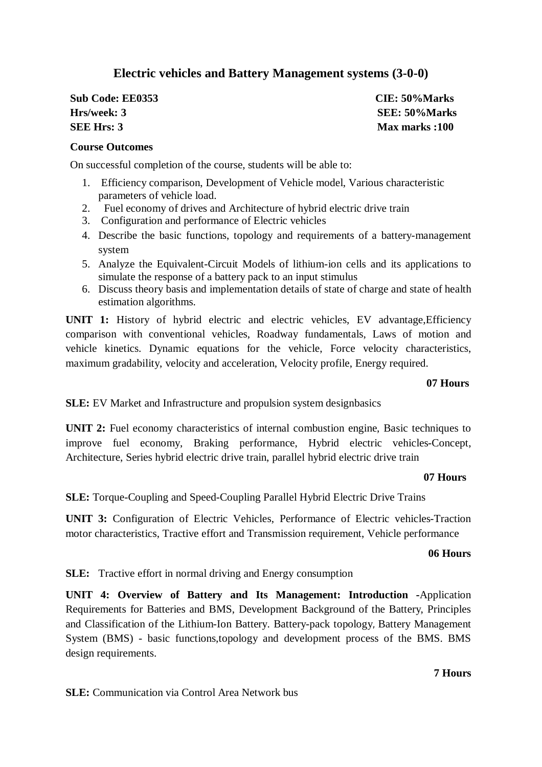# Electric vehicles and Battery Management systems (3-0-0)

**Sub Code: EE0353** | **CIE: 50%Marks**
**Hrs/week: 3** | **SEE: 50%Marks**
**SEE Hrs: 3** | **Max marks :100**

**Course Outcomes**

On successful completion of the course, students will be able to:

1. Efficiency comparison, Development of Vehicle model, Various characteristic parameters of vehicle load.
2. Fuel economy of drives and Architecture of hybrid electric drive train
3. Configuration and performance of Electric vehicles
4. Describe the basic functions, topology and requirements of a battery-management system
5. Analyze the Equivalent-Circuit Models of lithium-ion cells and its applications to simulate the response of a battery pack to an input stimulus
6. Discuss theory basis and implementation details of state of charge and state of health estimation algorithms.

**UNIT 1:** History of hybrid electric and electric vehicles, EV advantage,Efficiency comparison with conventional vehicles, Roadway fundamentals, Laws of motion and vehicle kinetics. Dynamic equations for the vehicle, Force velocity characteristics, maximum gradability, velocity and acceleration, Velocity profile, Energy required.

**07 Hours**

**SLE:** EV Market and Infrastructure and propulsion system designbasics

**UNIT 2:** Fuel economy characteristics of internal combustion engine, Basic techniques to improve fuel economy, Braking performance, Hybrid electric vehicles-Concept, Architecture, Series hybrid electric drive train, parallel hybrid electric drive train

**07 Hours**

**SLE:** Torque-Coupling and Speed-Coupling Parallel Hybrid Electric Drive Trains

**UNIT 3:** Configuration of Electric Vehicles, Performance of Electric vehicles-Traction motor characteristics, Tractive effort and Transmission requirement, Vehicle performance

**06 Hours**

**SLE:** Tractive effort in normal driving and Energy consumption

**UNIT 4: Overview of Battery and Its Management: Introduction -**Application Requirements for Batteries and BMS, Development Background of the Battery, Principles and Classification of the Lithium-Ion Battery. Battery-pack topology, Battery Management System (BMS) - basic functions,topology and development process of the BMS. BMS design requirements.

**7 Hours**

**SLE:** Communication via Control Area Network bus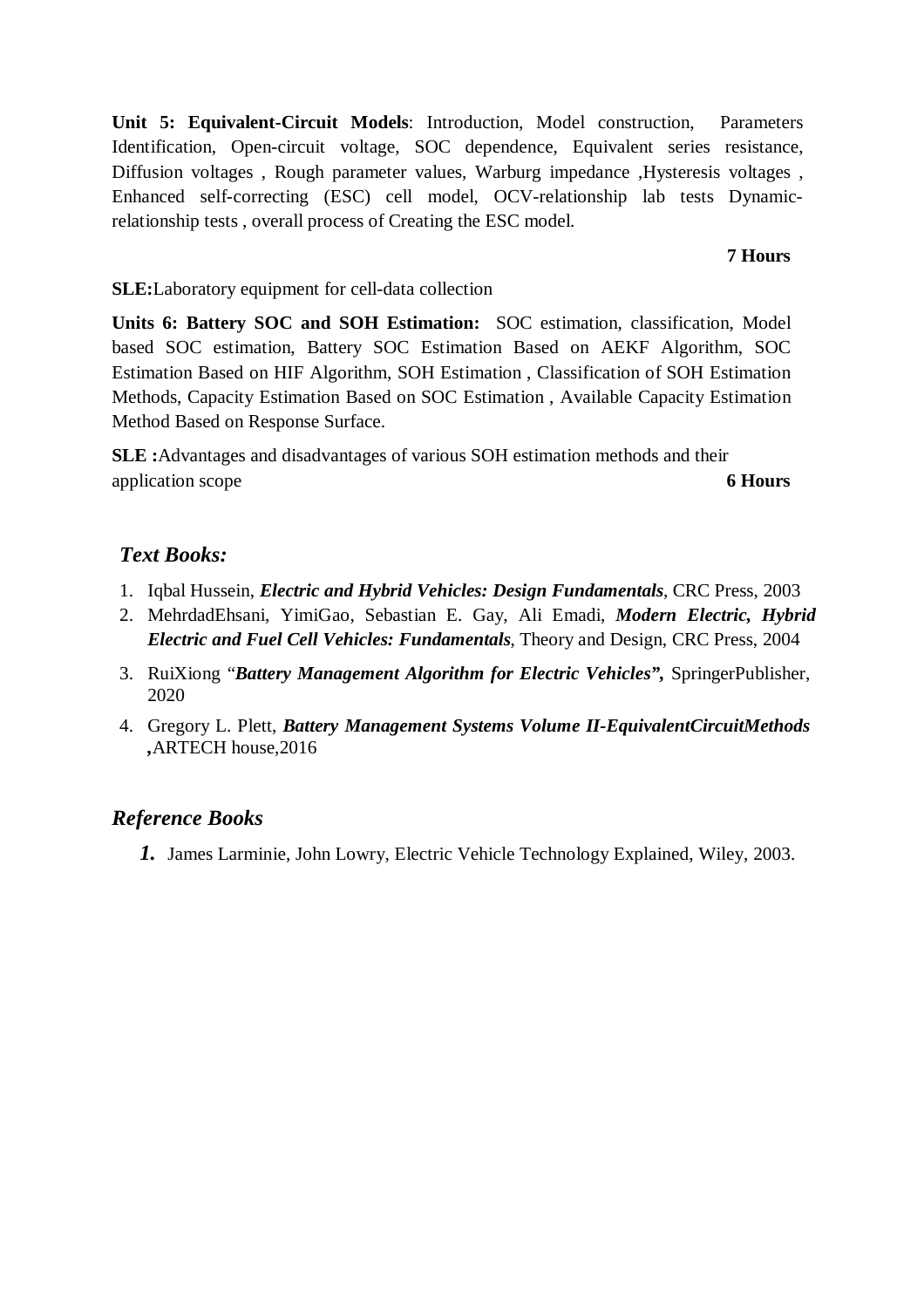**Unit 5: Equivalent-Circuit Models**: Introduction, Model construction, Parameters Identification, Open-circuit voltage, SOC dependence, Equivalent series resistance, Diffusion voltages , Rough parameter values, Warburg impedance ,Hysteresis voltages , Enhanced self-correcting (ESC) cell model, OCV-relationship lab tests Dynamic-relationship tests , overall process of Creating the ESC model.

**7 Hours**

**SLE:**Laboratory equipment for cell-data collection

**Units 6: Battery SOC and SOH Estimation:** SOC estimation, classification, Model based SOC estimation, Battery SOC Estimation Based on AEKF Algorithm, SOC Estimation Based on HIF Algorithm, SOH Estimation , Classification of SOH Estimation Methods, Capacity Estimation Based on SOC Estimation , Available Capacity Estimation Method Based on Response Surface.

**SLE :**Advantages and disadvantages of various SOH estimation methods and their application scope **6 Hours**

### *Text Books:*

1. Iqbal Hussein, ***Electric and Hybrid Vehicles: Design Fundamentals***, CRC Press, 2003
2. MehrdadEhsani, YimiGao, Sebastian E. Gay, Ali Emadi, ***Modern Electric, Hybrid Electric and Fuel Cell Vehicles: Fundamentals***, Theory and Design, CRC Press, 2004
3. RuiXiong "***Battery Management Algorithm for Electric Vehicles",*** SpringerPublisher, 2020
4. Gregory L. Plett, ***Battery Management Systems Volume II-EquivalentCircuitMethods ,***ARTECH house,2016

### *Reference Books*

1. James Larminie, John Lowry, Electric Vehicle Technology Explained, Wiley, 2003.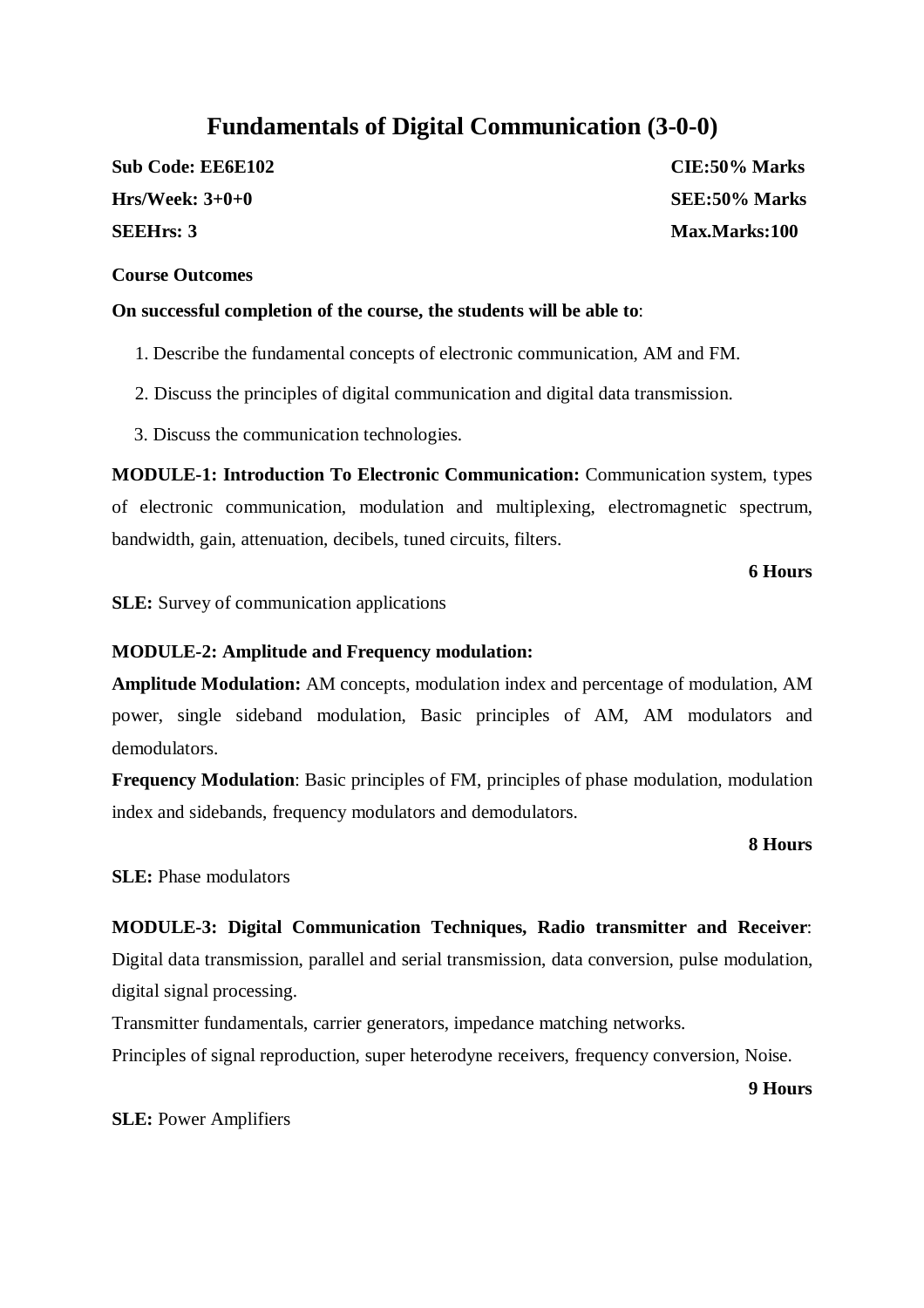# Fundamentals of Digital Communication (3-0-0)

**Sub Code: EE6E102** | **CIE:50% Marks**

**Hrs/Week: 3+0+0** | **SEE:50% Marks**

**SEEHrs: 3** | **Max.Marks:100**

**Course Outcomes**

**On successful completion of the course, the students will be able to**:

1. Describe the fundamental concepts of electronic communication, AM and FM.
2. Discuss the principles of digital communication and digital data transmission.
3. Discuss the communication technologies.

**MODULE-1: Introduction To Electronic Communication:** Communication system, types of electronic communication, modulation and multiplexing, electromagnetic spectrum, bandwidth, gain, attenuation, decibels, tuned circuits, filters.

**6 Hours**

**SLE:** Survey of communication applications

**MODULE-2: Amplitude and Frequency modulation:**

**Amplitude Modulation:** AM concepts, modulation index and percentage of modulation, AM power, single sideband modulation, Basic principles of AM, AM modulators and demodulators.

**Frequency Modulation**: Basic principles of FM, principles of phase modulation, modulation index and sidebands, frequency modulators and demodulators.

**8 Hours**

**SLE:** Phase modulators

**MODULE-3: Digital Communication Techniques, Radio transmitter and Receiver**: Digital data transmission, parallel and serial transmission, data conversion, pulse modulation, digital signal processing.

Transmitter fundamentals, carrier generators, impedance matching networks.

Principles of signal reproduction, super heterodyne receivers, frequency conversion, Noise.

**9 Hours**

**SLE:** Power Amplifiers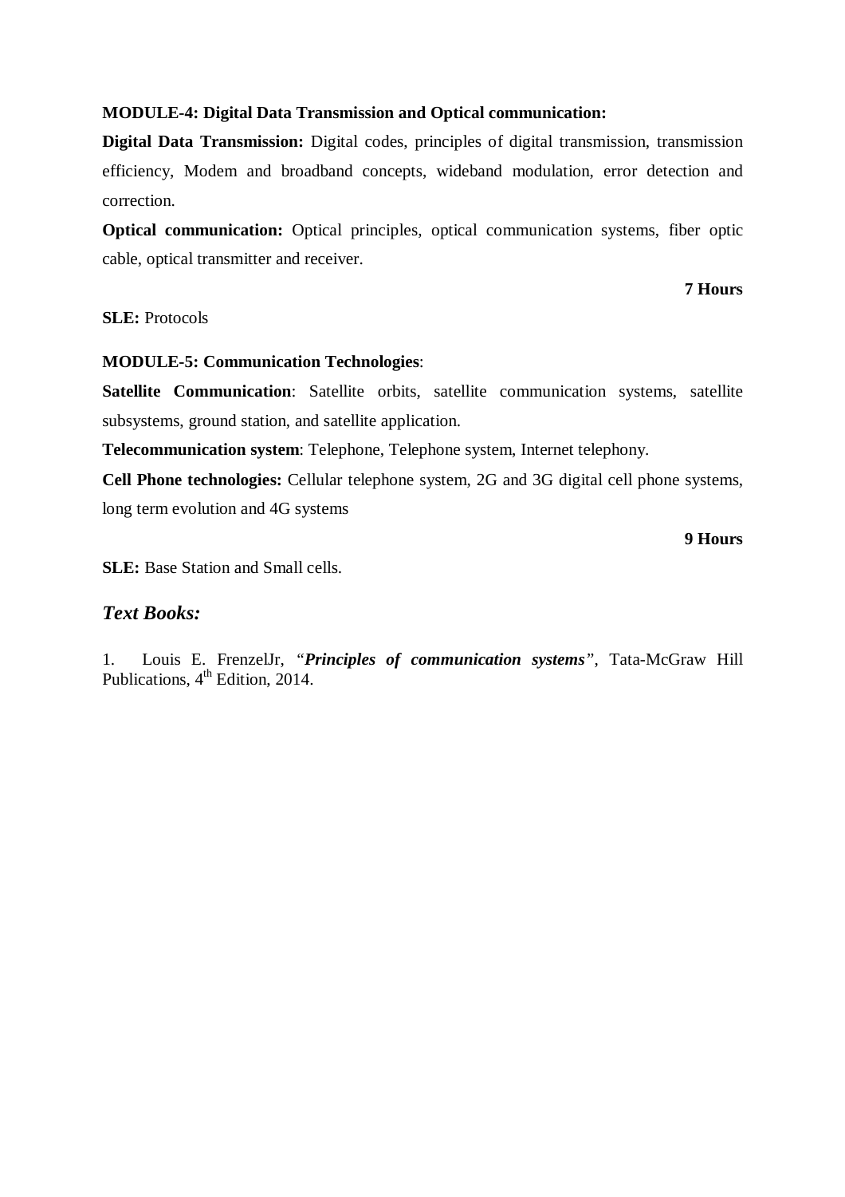**MODULE-4: Digital Data Transmission and Optical communication:**

**Digital Data Transmission:** Digital codes, principles of digital transmission, transmission efficiency, Modem and broadband concepts, wideband modulation, error detection and correction.

**Optical communication:** Optical principles, optical communication systems, fiber optic cable, optical transmitter and receiver.

**7 Hours**

**SLE:** Protocols

**MODULE-5: Communication Technologies**:

**Satellite Communication**: Satellite orbits, satellite communication systems, satellite subsystems, ground station, and satellite application.

**Telecommunication system**: Telephone, Telephone system, Internet telephony.

**Cell Phone technologies:** Cellular telephone system, 2G and 3G digital cell phone systems, long term evolution and 4G systems

**9 Hours**

**SLE:** Base Station and Small cells.

## *Text Books:*

1. Louis E. FrenzelJr, "***Principles of communication systems***", Tata-McGraw Hill Publications, 4th Edition, 2014.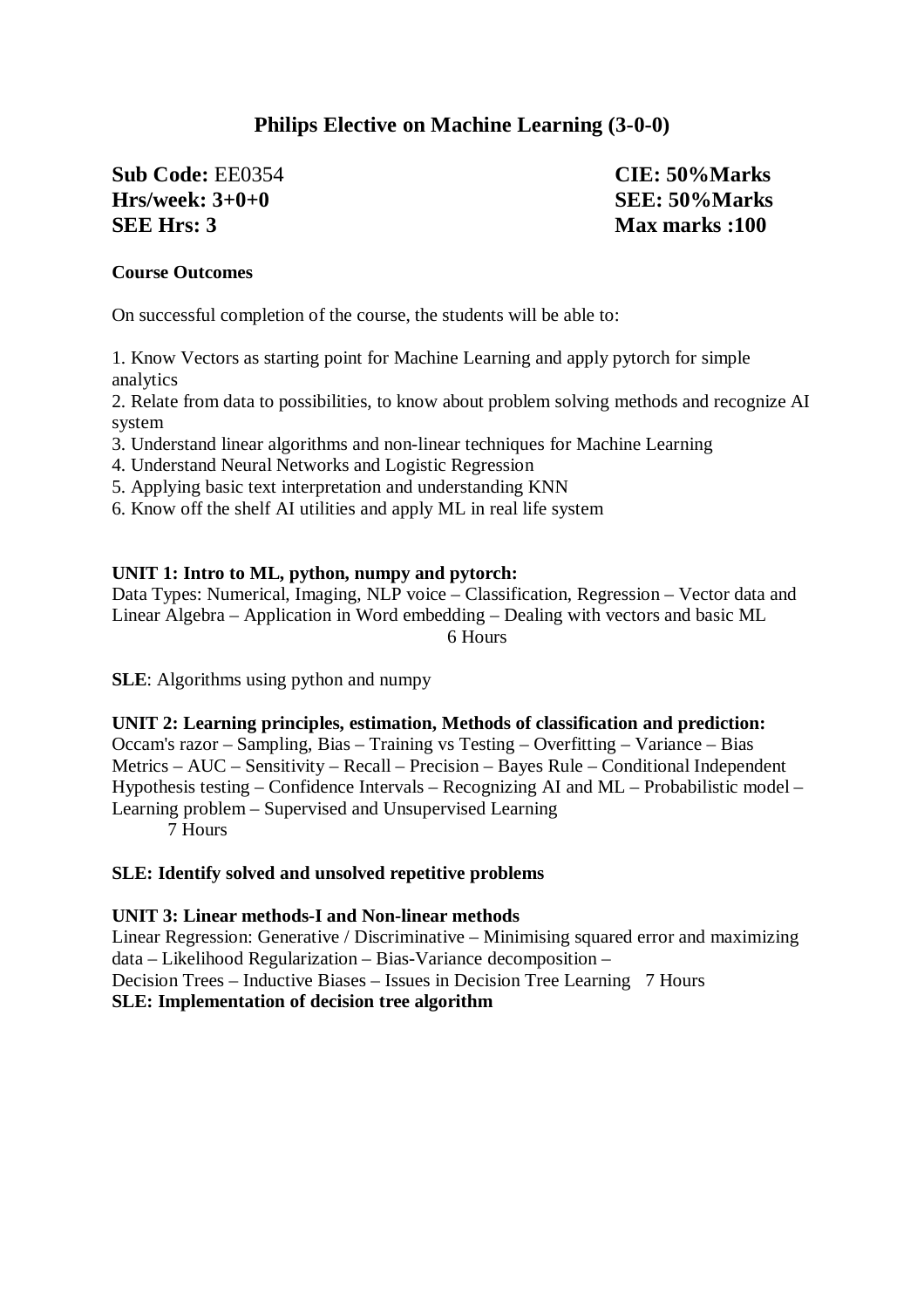# Philips Elective on Machine Learning (3-0-0)

**Sub Code:** EE0354 **CIE: 50%Marks**
**Hrs/week: 3+0+0** **SEE: 50%Marks**
**SEE Hrs: 3** **Max marks :100**

**Course Outcomes**

On successful completion of the course, the students will be able to:

1. Know Vectors as starting point for Machine Learning and apply pytorch for simple analytics
2. Relate from data to possibilities, to know about problem solving methods and recognize AI system
3. Understand linear algorithms and non-linear techniques for Machine Learning
4. Understand Neural Networks and Logistic Regression
5. Applying basic text interpretation and understanding KNN
6. Know off the shelf AI utilities and apply ML in real life system

**UNIT 1: Intro to ML, python, numpy and pytorch:**
Data Types: Numerical, Imaging, NLP voice – Classification, Regression – Vector data and Linear Algebra – Application in Word embedding – Dealing with vectors and basic ML
6 Hours

**SLE**: Algorithms using python and numpy

**UNIT 2: Learning principles, estimation, Methods of classification and prediction:**
Occam's razor – Sampling, Bias – Training vs Testing – Overfitting – Variance – Bias Metrics – AUC – Sensitivity – Recall – Precision – Bayes Rule – Conditional Independent Hypothesis testing – Confidence Intervals – Recognizing AI and ML – Probabilistic model – Learning problem – Supervised and Unsupervised Learning
7 Hours

**SLE: Identify solved and unsolved repetitive problems**

**UNIT 3: Linear methods-I and Non-linear methods**
Linear Regression: Generative / Discriminative – Minimising squared error and maximizing data – Likelihood Regularization – Bias-Variance decomposition –
Decision Trees – Inductive Biases – Issues in Decision Tree Learning 7 Hours
**SLE: Implementation of decision tree algorithm**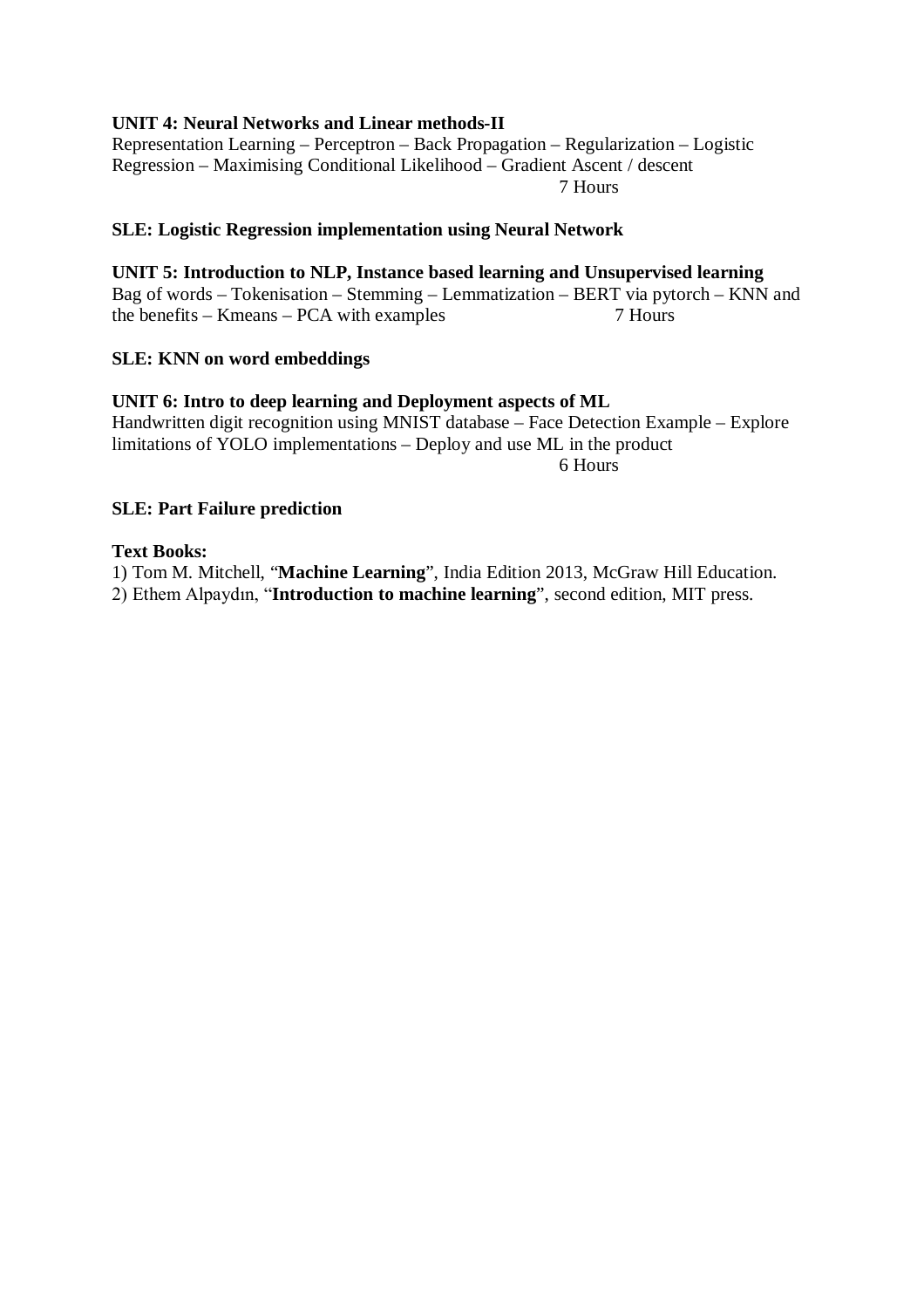**UNIT 4: Neural Networks and Linear methods-II**

Representation Learning – Perceptron – Back Propagation – Regularization – Logistic Regression – Maximising Conditional Likelihood – Gradient Ascent / descent

7 Hours

**SLE: Logistic Regression implementation using Neural Network**

**UNIT 5: Introduction to NLP, Instance based learning and Unsupervised learning**

Bag of words – Tokenisation – Stemming – Lemmatization – BERT via pytorch – KNN and the benefits – Kmeans – PCA with examples 7 Hours

**SLE: KNN on word embeddings**

**UNIT 6: Intro to deep learning and Deployment aspects of ML**

Handwritten digit recognition using MNIST database – Face Detection Example – Explore limitations of YOLO implementations – Deploy and use ML in the product

6 Hours

**SLE: Part Failure prediction**

**Text Books:**

1) Tom M. Mitchell, "**Machine Learning**", India Edition 2013, McGraw Hill Education.
2) Ethem Alpaydın, "**Introduction to machine learning**", second edition, MIT press.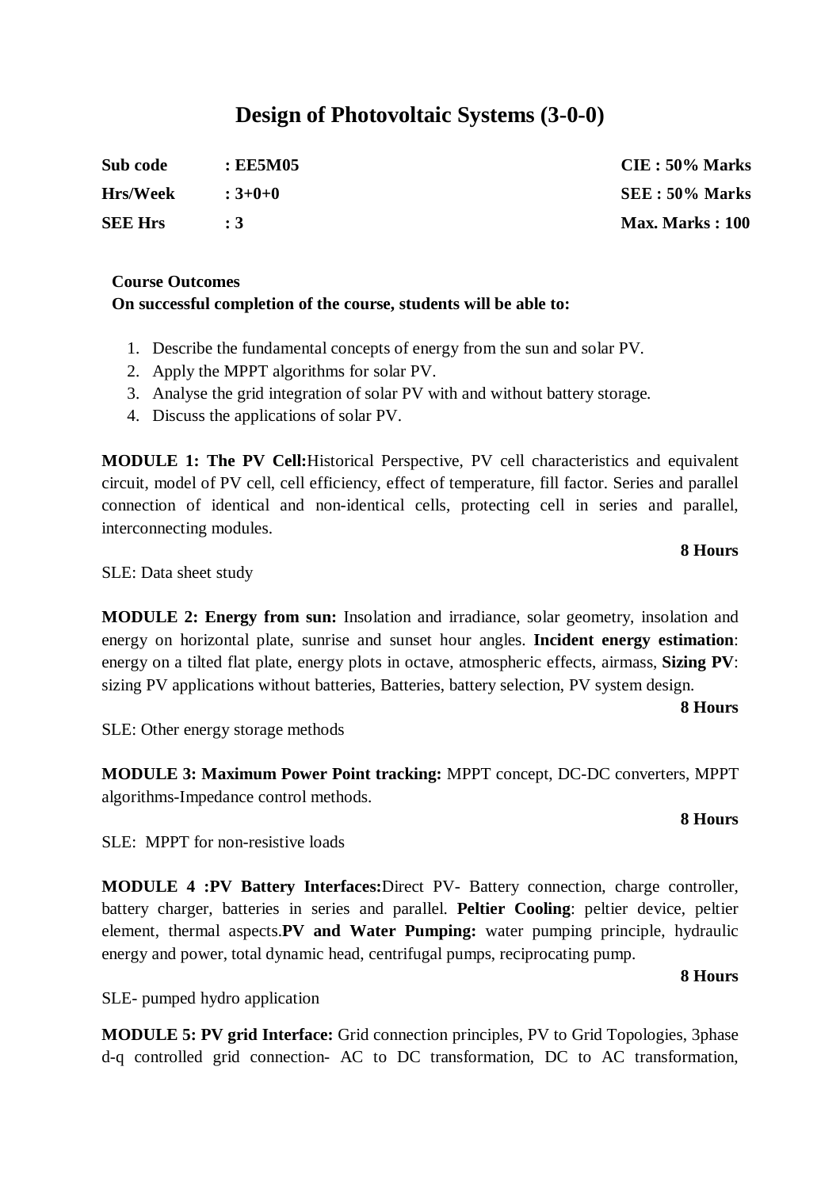# Design of Photovoltaic Systems (3-0-0)

| | | |
|---|---|---|
| **Sub code** | **: EE5M05** | **CIE : 50% Marks** |
| **Hrs/Week** | **: 3+0+0** | **SEE : 50% Marks** |
| **SEE Hrs** | **: 3** | **Max. Marks : 100** |

**Course Outcomes**
**On successful completion of the course, students will be able to:**

1. Describe the fundamental concepts of energy from the sun and solar PV.
2. Apply the MPPT algorithms for solar PV.
3. Analyse the grid integration of solar PV with and without battery storage.
4. Discuss the applications of solar PV.

**MODULE 1: The PV Cell:**Historical Perspective, PV cell characteristics and equivalent circuit, model of PV cell, cell efficiency, effect of temperature, fill factor. Series and parallel connection of identical and non-identical cells, protecting cell in series and parallel, interconnecting modules.

**8 Hours**

SLE: Data sheet study

**MODULE 2: Energy from sun:** Insolation and irradiance, solar geometry, insolation and energy on horizontal plate, sunrise and sunset hour angles. **Incident energy estimation**: energy on a tilted flat plate, energy plots in octave, atmospheric effects, airmass, **Sizing PV**: sizing PV applications without batteries, Batteries, battery selection, PV system design.

**8 Hours**

SLE: Other energy storage methods

**MODULE 3: Maximum Power Point tracking:** MPPT concept, DC-DC converters, MPPT algorithms-Impedance control methods.

**8 Hours**

SLE: MPPT for non-resistive loads

**MODULE 4 :PV Battery Interfaces:**Direct PV- Battery connection, charge controller, battery charger, batteries in series and parallel. **Peltier Cooling**: peltier device, peltier element, thermal aspects.**PV and Water Pumping:** water pumping principle, hydraulic energy and power, total dynamic head, centrifugal pumps, reciprocating pump.

**8 Hours**

SLE- pumped hydro application

**MODULE 5: PV grid Interface:** Grid connection principles, PV to Grid Topologies, 3phase d-q controlled grid connection- AC to DC transformation, DC to AC transformation,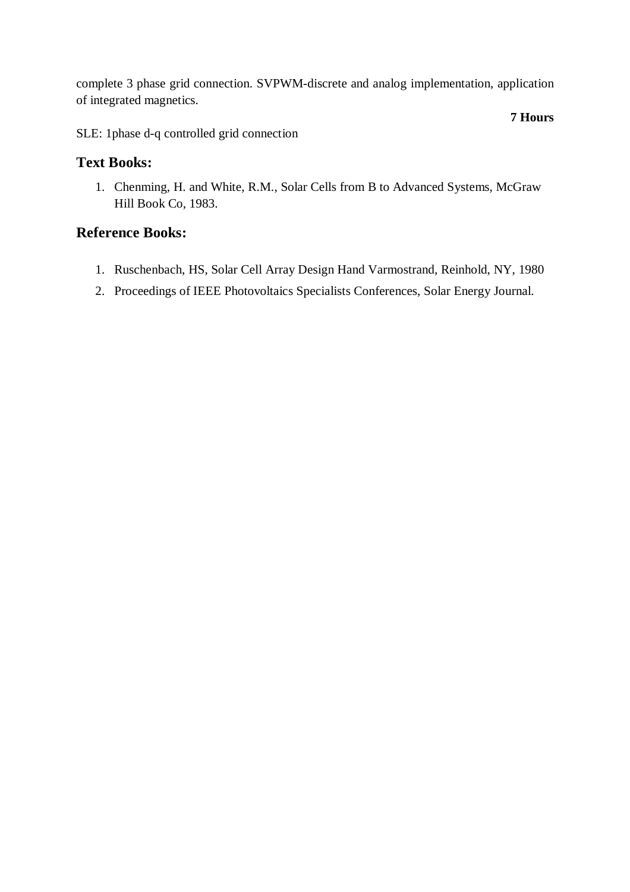complete 3 phase grid connection. SVPWM-discrete and analog implementation, application of integrated magnetics.

**7 Hours**

SLE: 1phase d-q controlled grid connection

## Text Books:

1. Chenming, H. and White, R.M., Solar Cells from B to Advanced Systems, McGraw Hill Book Co, 1983.

## Reference Books:

1. Ruschenbach, HS, Solar Cell Array Design Hand Varmostrand, Reinhold, NY, 1980
2. Proceedings of IEEE Photovoltaics Specialists Conferences, Solar Energy Journal.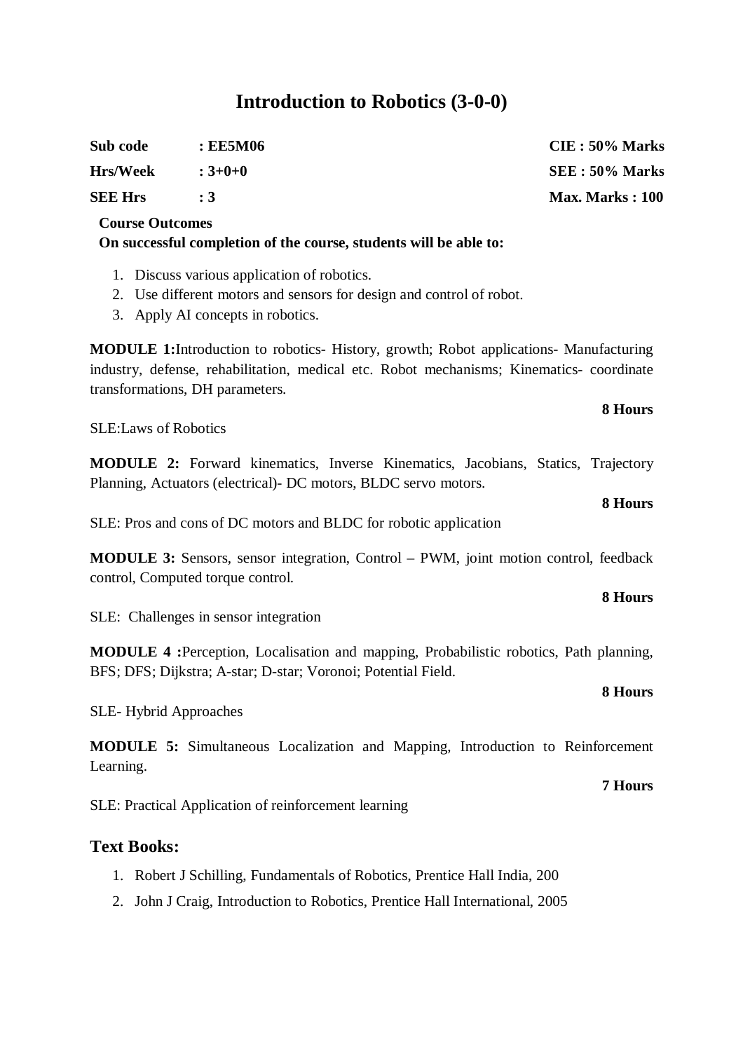# Introduction to Robotics (3-0-0)

| | | |
|---|---|---|
| **Sub code** | **: EE5M06** | **CIE : 50% Marks** |
| **Hrs/Week** | **: 3+0+0** | **SEE : 50% Marks** |
| **SEE Hrs** | **: 3** | **Max. Marks : 100** |

**Course Outcomes**

**On successful completion of the course, students will be able to:**

1. Discuss various application of robotics.
2. Use different motors and sensors for design and control of robot.
3. Apply AI concepts in robotics.

**MODULE 1:**Introduction to robotics- History, growth; Robot applications- Manufacturing industry, defense, rehabilitation, medical etc. Robot mechanisms; Kinematics- coordinate transformations, DH parameters.

**8 Hours**

SLE:Laws of Robotics

**MODULE 2:** Forward kinematics, Inverse Kinematics, Jacobians, Statics, Trajectory Planning, Actuators (electrical)- DC motors, BLDC servo motors.

**8 Hours**

SLE: Pros and cons of DC motors and BLDC for robotic application

**MODULE 3:** Sensors, sensor integration, Control – PWM, joint motion control, feedback control, Computed torque control.

**8 Hours**

SLE: Challenges in sensor integration

**MODULE 4 :**Perception, Localisation and mapping, Probabilistic robotics, Path planning, BFS; DFS; Dijkstra; A-star; D-star; Voronoi; Potential Field.

**8 Hours**

SLE- Hybrid Approaches

**MODULE 5:** Simultaneous Localization and Mapping, Introduction to Reinforcement Learning.

**7 Hours**

SLE: Practical Application of reinforcement learning

## Text Books:

1. Robert J Schilling, Fundamentals of Robotics, Prentice Hall India, 200
2. John J Craig, Introduction to Robotics, Prentice Hall International, 2005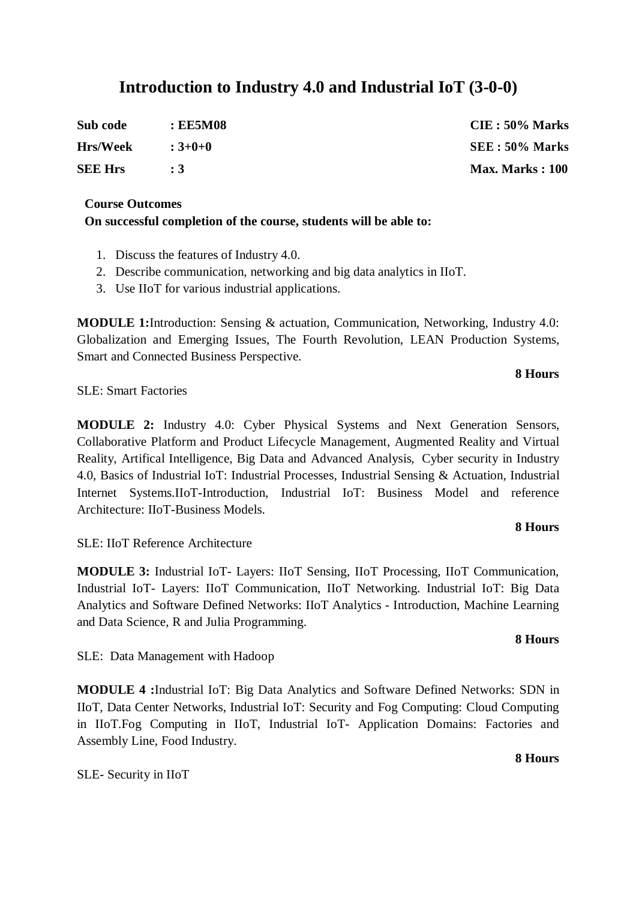# Introduction to Industry 4.0 and Industrial IoT (3-0-0)

| | | |
|---|---|---|
| **Sub code** | **: EE5M08** | **CIE : 50% Marks** |
| **Hrs/Week** | **: 3+0+0** | **SEE : 50% Marks** |
| **SEE Hrs** | **: 3** | **Max. Marks : 100** |

**Course Outcomes**

**On successful completion of the course, students will be able to:**

1. Discuss the features of Industry 4.0.
2. Describe communication, networking and big data analytics in IIoT.
3. Use IIoT for various industrial applications.

**MODULE 1:**Introduction: Sensing & actuation, Communication, Networking, Industry 4.0: Globalization and Emerging Issues, The Fourth Revolution, LEAN Production Systems, Smart and Connected Business Perspective.

**8 Hours**

SLE: Smart Factories

**MODULE 2:** Industry 4.0: Cyber Physical Systems and Next Generation Sensors, Collaborative Platform and Product Lifecycle Management, Augmented Reality and Virtual Reality, Artifical Intelligence, Big Data and Advanced Analysis, Cyber security in Industry 4.0, Basics of Industrial IoT: Industrial Processes, Industrial Sensing & Actuation, Industrial Internet Systems.IIoT-Introduction, Industrial IoT: Business Model and reference Architecture: IIoT-Business Models.

**8 Hours**

SLE: IIoT Reference Architecture

**MODULE 3:** Industrial IoT- Layers: IIoT Sensing, IIoT Processing, IIoT Communication, Industrial IoT- Layers: IIoT Communication, IIoT Networking. Industrial IoT: Big Data Analytics and Software Defined Networks: IIoT Analytics - Introduction, Machine Learning and Data Science, R and Julia Programming.

**8 Hours**

SLE: Data Management with Hadoop

**MODULE 4 :**Industrial IoT: Big Data Analytics and Software Defined Networks: SDN in IIoT, Data Center Networks, Industrial IoT: Security and Fog Computing: Cloud Computing in IIoT.Fog Computing in IIoT, Industrial IoT- Application Domains: Factories and Assembly Line, Food Industry.

**8 Hours**

SLE- Security in IIoT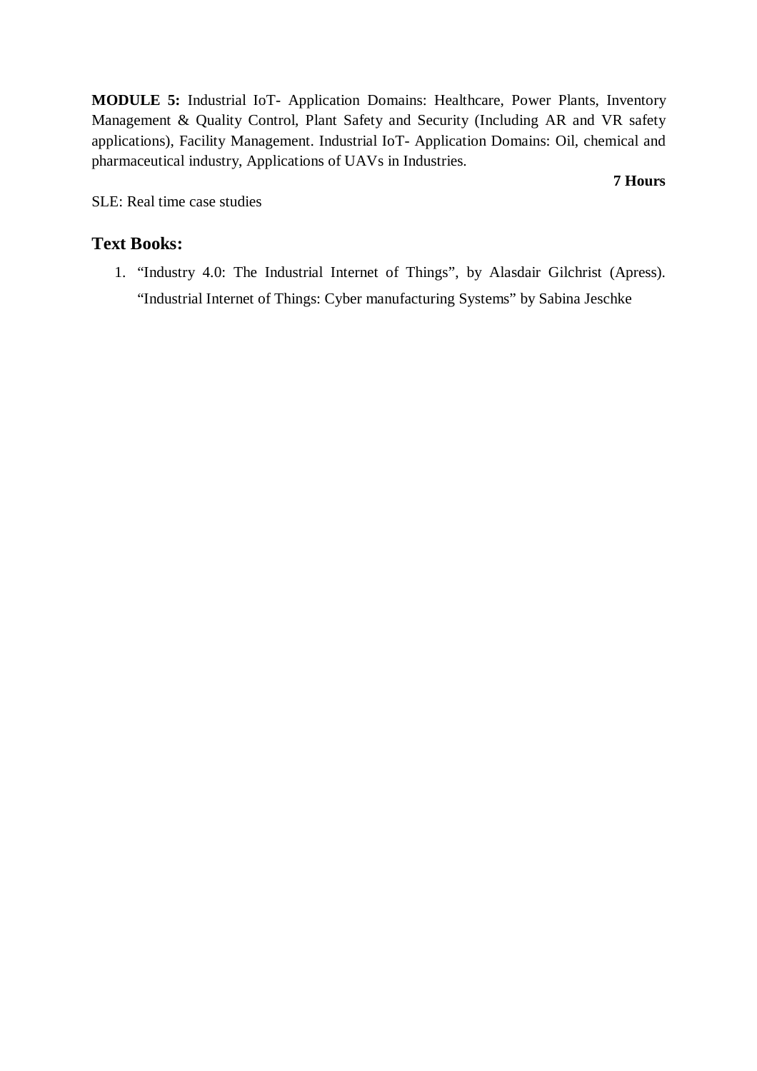**MODULE 5:** Industrial IoT- Application Domains: Healthcare, Power Plants, Inventory Management & Quality Control, Plant Safety and Security (Including AR and VR safety applications), Facility Management. Industrial IoT- Application Domains: Oil, chemical and pharmaceutical industry, Applications of UAVs in Industries.

**7 Hours**

SLE: Real time case studies

## Text Books:

1. "Industry 4.0: The Industrial Internet of Things", by Alasdair Gilchrist (Apress). "Industrial Internet of Things: Cyber manufacturing Systems" by Sabina Jeschke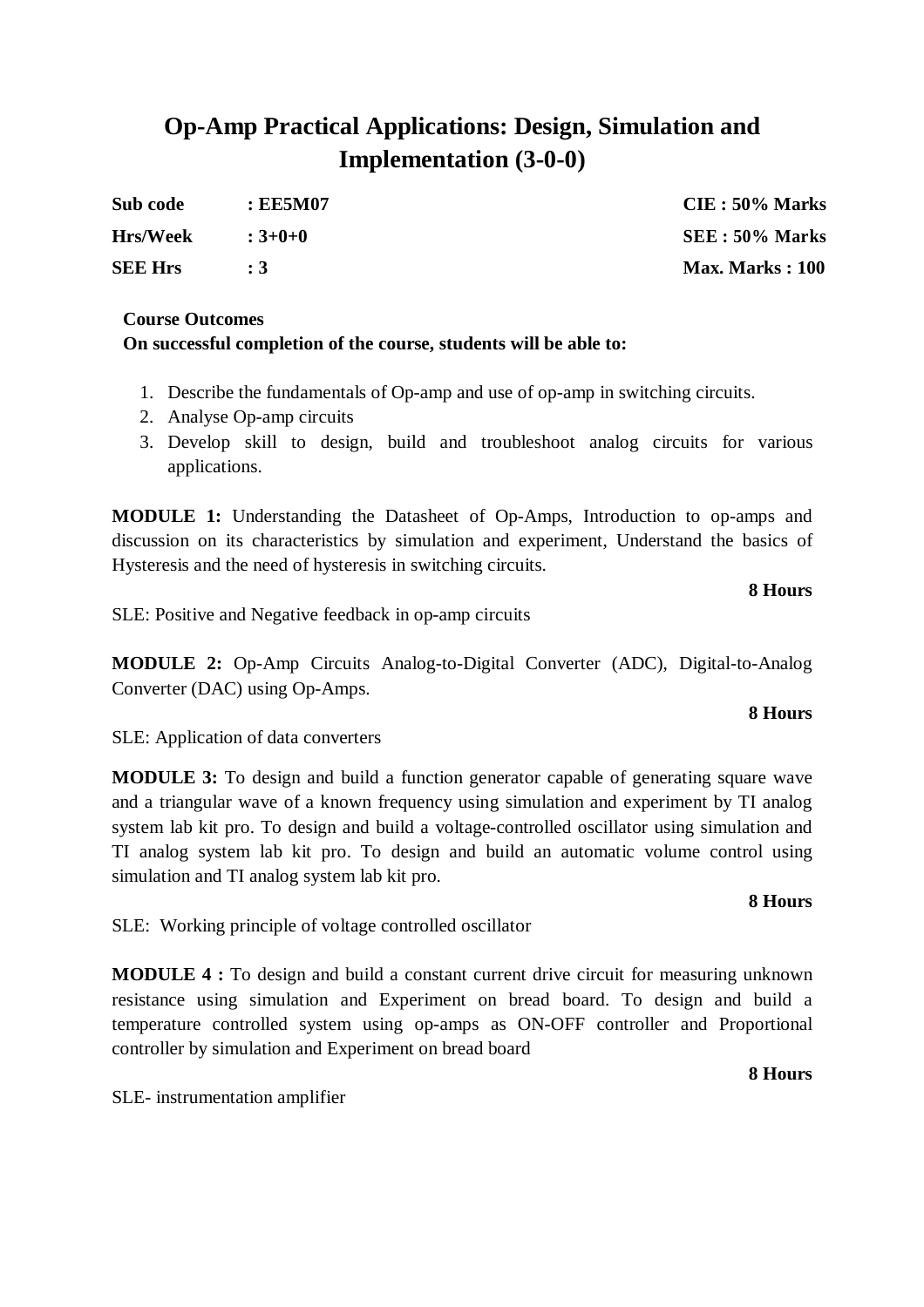# Op-Amp Practical Applications: Design, Simulation and Implementation (3-0-0)

| | | |
|---|---|---|
| **Sub code** | **: EE5M07** | **CIE : 50% Marks** |
| **Hrs/Week** | **: 3+0+0** | **SEE : 50% Marks** |
| **SEE Hrs** | **: 3** | **Max. Marks : 100** |

**Course Outcomes**
**On successful completion of the course, students will be able to:**

1. Describe the fundamentals of Op-amp and use of op-amp in switching circuits.
2. Analyse Op-amp circuits
3. Develop skill to design, build and troubleshoot analog circuits for various applications.

**MODULE 1:** Understanding the Datasheet of Op-Amps, Introduction to op-amps and discussion on its characteristics by simulation and experiment, Understand the basics of Hysteresis and the need of hysteresis in switching circuits.

**8 Hours**

SLE: Positive and Negative feedback in op-amp circuits

**MODULE 2:** Op-Amp Circuits Analog-to-Digital Converter (ADC), Digital-to-Analog Converter (DAC) using Op-Amps.

**8 Hours**

SLE: Application of data converters

**MODULE 3:** To design and build a function generator capable of generating square wave and a triangular wave of a known frequency using simulation and experiment by TI analog system lab kit pro. To design and build a voltage-controlled oscillator using simulation and TI analog system lab kit pro. To design and build an automatic volume control using simulation and TI analog system lab kit pro.

**8 Hours**

SLE: Working principle of voltage controlled oscillator

**MODULE 4 :** To design and build a constant current drive circuit for measuring unknown resistance using simulation and Experiment on bread board. To design and build a temperature controlled system using op-amps as ON-OFF controller and Proportional controller by simulation and Experiment on bread board

**8 Hours**

SLE- instrumentation amplifier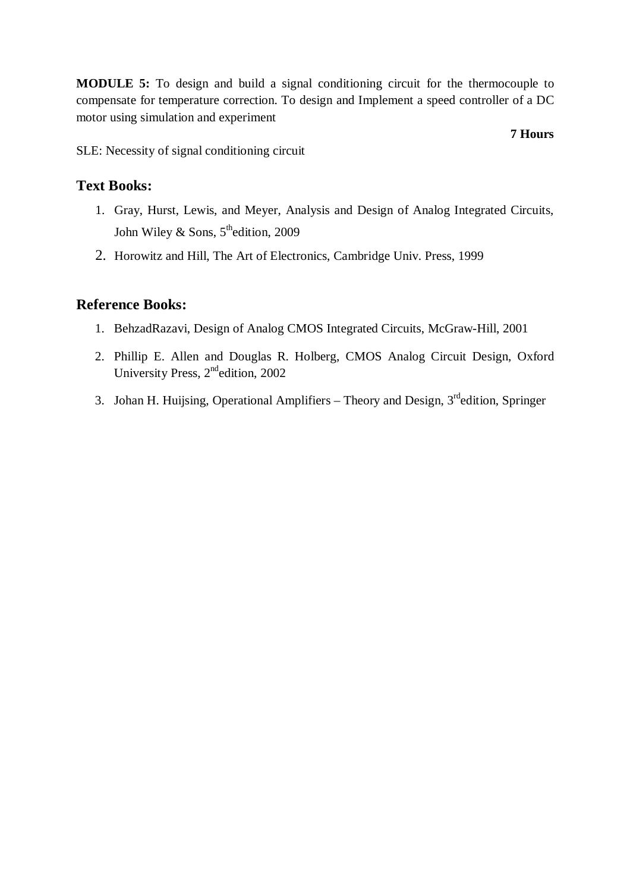**MODULE 5:** To design and build a signal conditioning circuit for the thermocouple to compensate for temperature correction. To design and Implement a speed controller of a DC motor using simulation and experiment

**7 Hours**

SLE: Necessity of signal conditioning circuit

## Text Books:

1. Gray, Hurst, Lewis, and Meyer, Analysis and Design of Analog Integrated Circuits, John Wiley & Sons, 5th edition, 2009
2. Horowitz and Hill, The Art of Electronics, Cambridge Univ. Press, 1999

## Reference Books:

1. BehzadRazavi, Design of Analog CMOS Integrated Circuits, McGraw-Hill, 2001
2. Phillip E. Allen and Douglas R. Holberg, CMOS Analog Circuit Design, Oxford University Press, 2nd edition, 2002
3. Johan H. Huijsing, Operational Amplifiers – Theory and Design, 3rd edition, Springer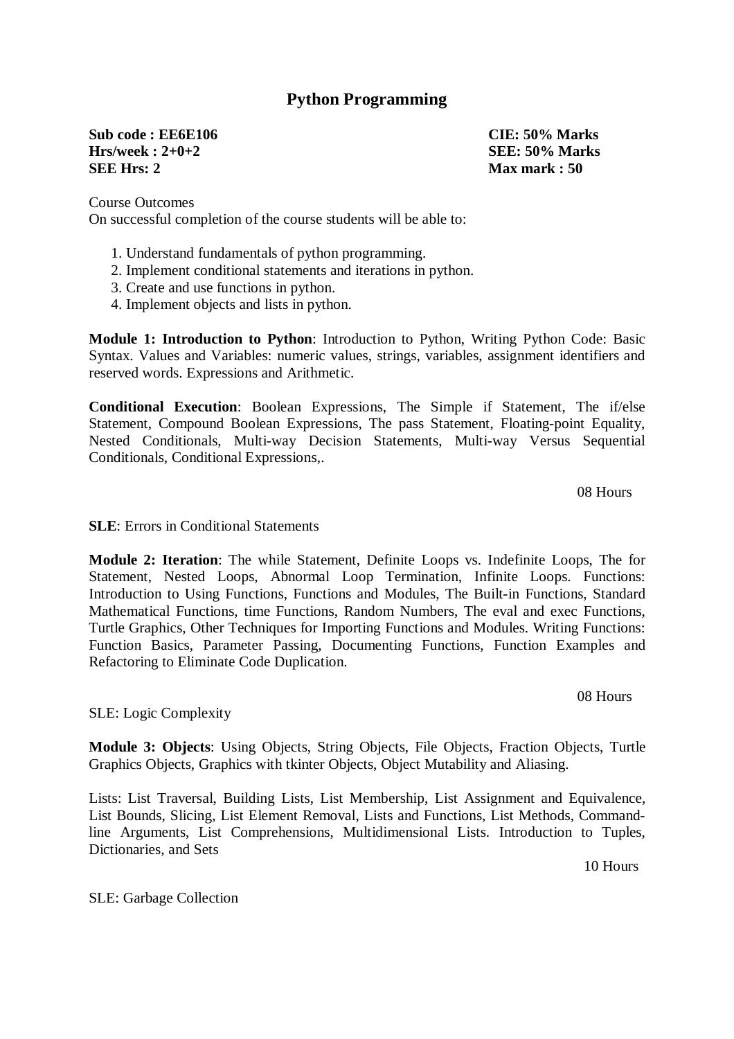# Python Programming

**Sub code : EE6E106** | **CIE: 50% Marks**
**Hrs/week : 2+0+2** | **SEE: 50% Marks**
**SEE Hrs: 2** | **Max mark : 50**

Course Outcomes
On successful completion of the course students will be able to:

1. Understand fundamentals of python programming.
2. Implement conditional statements and iterations in python.
3. Create and use functions in python.
4. Implement objects and lists in python.

**Module 1: Introduction to Python**: Introduction to Python, Writing Python Code: Basic Syntax. Values and Variables: numeric values, strings, variables, assignment identifiers and reserved words. Expressions and Arithmetic.

**Conditional Execution**: Boolean Expressions, The Simple if Statement, The if/else Statement, Compound Boolean Expressions, The pass Statement, Floating-point Equality, Nested Conditionals, Multi-way Decision Statements, Multi-way Versus Sequential Conditionals, Conditional Expressions,.

08 Hours

**SLE**: Errors in Conditional Statements

**Module 2: Iteration**: The while Statement, Definite Loops vs. Indefinite Loops, The for Statement, Nested Loops, Abnormal Loop Termination, Infinite Loops. Functions: Introduction to Using Functions, Functions and Modules, The Built-in Functions, Standard Mathematical Functions, time Functions, Random Numbers, The eval and exec Functions, Turtle Graphics, Other Techniques for Importing Functions and Modules. Writing Functions: Function Basics, Parameter Passing, Documenting Functions, Function Examples and Refactoring to Eliminate Code Duplication.

08 Hours

SLE: Logic Complexity

**Module 3: Objects**: Using Objects, String Objects, File Objects, Fraction Objects, Turtle Graphics Objects, Graphics with tkinter Objects, Object Mutability and Aliasing.

Lists: List Traversal, Building Lists, List Membership, List Assignment and Equivalence, List Bounds, Slicing, List Element Removal, Lists and Functions, List Methods, Command-line Arguments, List Comprehensions, Multidimensional Lists. Introduction to Tuples, Dictionaries, and Sets

10 Hours

SLE: Garbage Collection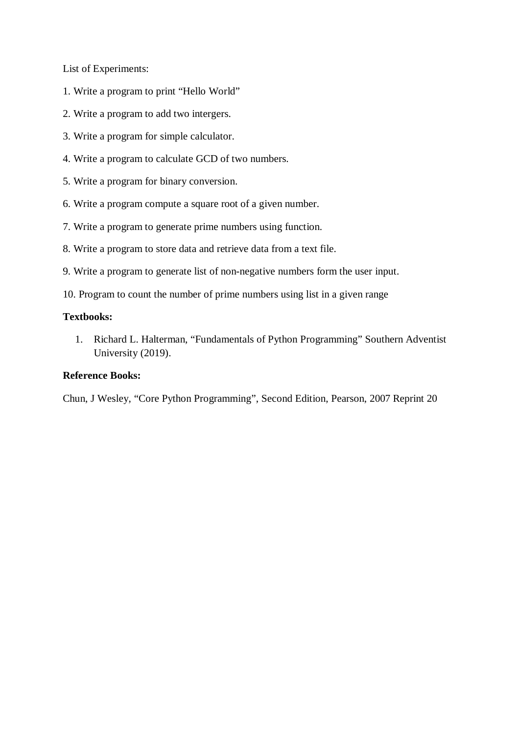List of Experiments:

1. Write a program to print “Hello World”

2. Write a program to add two intergers.

3. Write a program for simple calculator.

4. Write a program to calculate GCD of two numbers.

5. Write a program for binary conversion.

6. Write a program compute a square root of a given number.

7. Write a program to generate prime numbers using function.

8. Write a program to store data and retrieve data from a text file.

9. Write a program to generate list of non-negative numbers form the user input.

10. Program to count the number of prime numbers using list in a given range

**Textbooks:**

1. Richard L. Halterman, “Fundamentals of Python Programming” Southern Adventist University (2019).

**Reference Books:**

Chun, J Wesley, “Core Python Programming”, Second Edition, Pearson, 2007 Reprint 20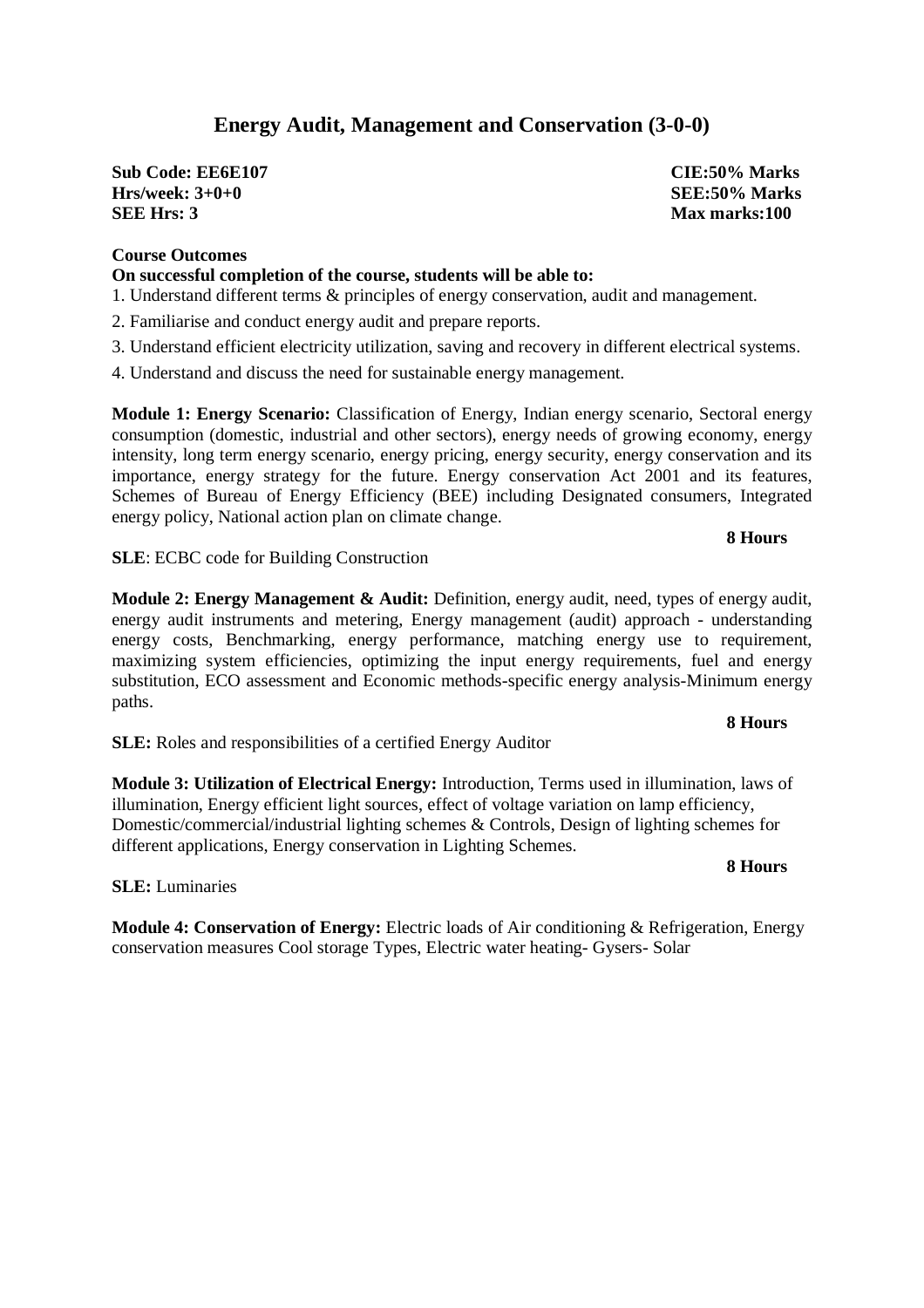# Energy Audit, Management and Conservation (3-0-0)

| | |
|---|---|
| **Sub Code: EE6E107** | **CIE:50% Marks** |
| **Hrs/week: 3+0+0** | **SEE:50% Marks** |
| **SEE Hrs: 3** | **Max marks:100** |

**Course Outcomes**

**On successful completion of the course, students will be able to:**

1. Understand different terms & principles of energy conservation, audit and management.
2. Familiarise and conduct energy audit and prepare reports.
3. Understand efficient electricity utilization, saving and recovery in different electrical systems.
4. Understand and discuss the need for sustainable energy management.

**Module 1: Energy Scenario:** Classification of Energy, Indian energy scenario, Sectoral energy consumption (domestic, industrial and other sectors), energy needs of growing economy, energy intensity, long term energy scenario, energy pricing, energy security, energy conservation and its importance, energy strategy for the future. Energy conservation Act 2001 and its features, Schemes of Bureau of Energy Efficiency (BEE) including Designated consumers, Integrated energy policy, National action plan on climate change.

**8 Hours**

**SLE**: ECBC code for Building Construction

**Module 2: Energy Management & Audit:** Definition, energy audit, need, types of energy audit, energy audit instruments and metering, Energy management (audit) approach - understanding energy costs, Benchmarking, energy performance, matching energy use to requirement, maximizing system efficiencies, optimizing the input energy requirements, fuel and energy substitution, ECO assessment and Economic methods-specific energy analysis-Minimum energy paths.

**8 Hours**

**SLE:** Roles and responsibilities of a certified Energy Auditor

**Module 3: Utilization of Electrical Energy:** Introduction, Terms used in illumination, laws of illumination, Energy efficient light sources, effect of voltage variation on lamp efficiency, Domestic/commercial/industrial lighting schemes & Controls, Design of lighting schemes for different applications, Energy conservation in Lighting Schemes.

**8 Hours**

**SLE:** Luminaries

**Module 4: Conservation of Energy:** Electric loads of Air conditioning & Refrigeration, Energy conservation measures Cool storage Types, Electric water heating- Gysers- Solar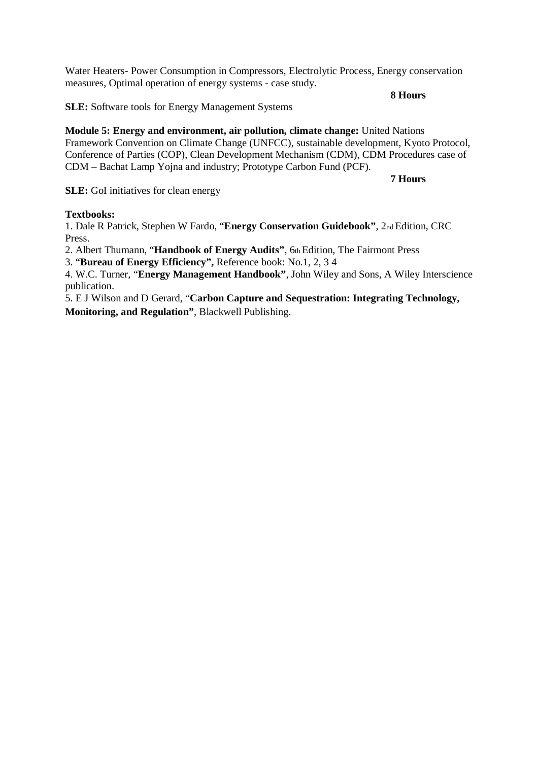Water Heaters- Power Consumption in Compressors, Electrolytic Process, Energy conservation measures, Optimal operation of energy systems - case study.

**8 Hours**

**SLE:** Software tools for Energy Management Systems

**Module 5: Energy and environment, air pollution, climate change:** United Nations Framework Convention on Climate Change (UNFCC), sustainable development, Kyoto Protocol, Conference of Parties (COP), Clean Development Mechanism (CDM), CDM Procedures case of CDM – Bachat Lamp Yojna and industry; Prototype Carbon Fund (PCF).

**7 Hours**

**SLE:** GoI initiatives for clean energy

**Textbooks:**

1. Dale R Patrick, Stephen W Fardo, "**Energy Conservation Guidebook"**, 2nd Edition, CRC Press.
2. Albert Thumann, "**Handbook of Energy Audits"**, 6th Edition, The Fairmont Press
3. "**Bureau of Energy Efficiency",** Reference book: No.1, 2, 3 4
4. W.C. Turner, "**Energy Management Handbook"**, John Wiley and Sons, A Wiley Interscience publication.
5. E J Wilson and D Gerard, "**Carbon Capture and Sequestration: Integrating Technology, Monitoring, and Regulation"**, Blackwell Publishing.